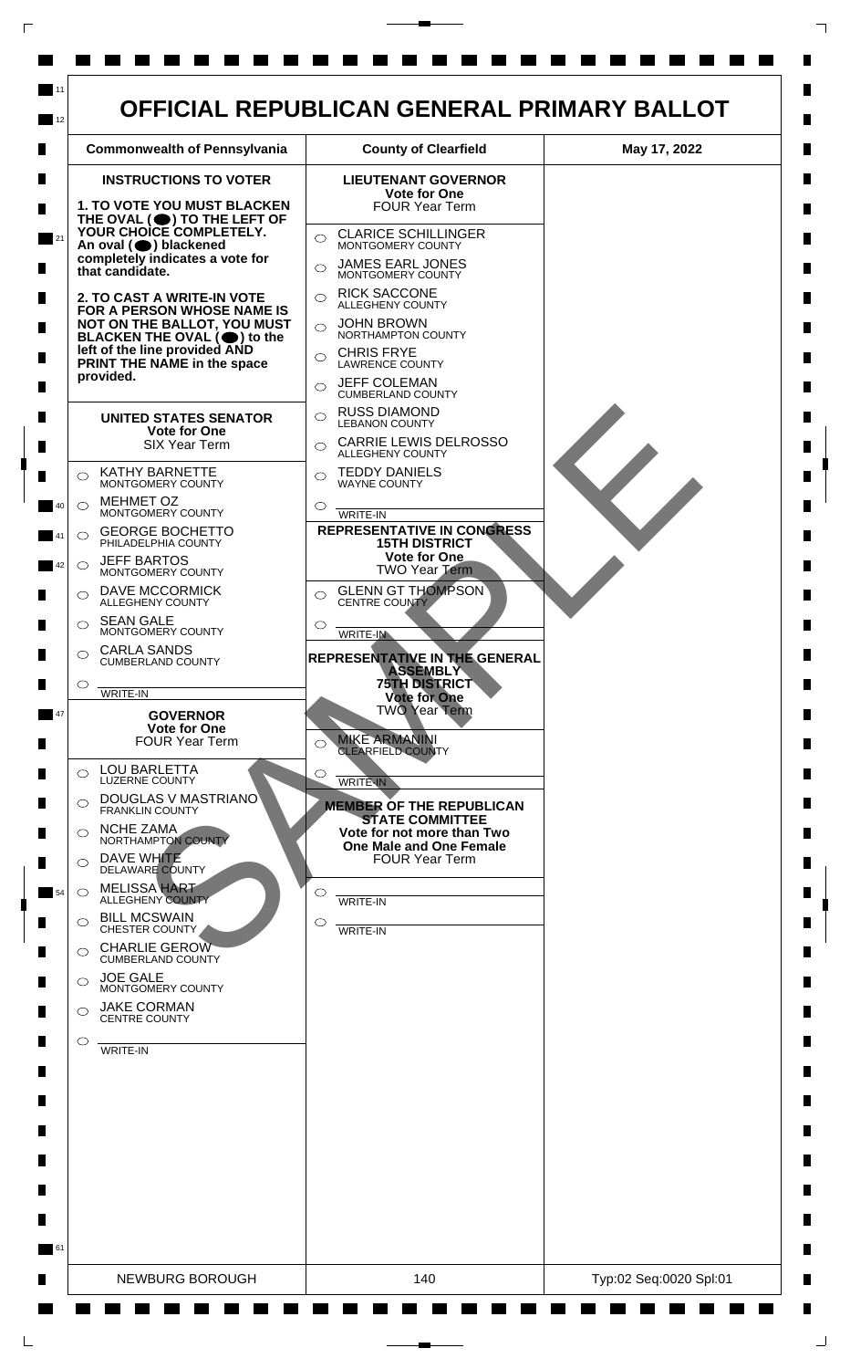# OFFICIAL REPUBLICAN GENERAL PRIMARY BALLOT

| Commonwealth of Pennsylvania | County of Clearfield | May 17, 2022 |
| --- | --- | --- |

## INSTRUCTIONS TO VOTER

**1. TO VOTE YOU MUST BLACKEN THE OVAL (⬤) TO THE LEFT OF YOUR CHOICE COMPLETELY.** An oval (⬤) blackened completely indicates a vote for that candidate.

**2. TO CAST A WRITE-IN VOTE FOR A PERSON WHOSE NAME IS NOT ON THE BALLOT, YOU MUST BLACKEN THE OVAL (⬤) to the left of the line provided AND PRINT THE NAME in the space provided.**

### UNITED STATES SENATOR
**Vote for One**
SIX Year Term

- ○ KATHY BARNETTE — MONTGOMERY COUNTY
- ○ MEHMET OZ — MONTGOMERY COUNTY
- ○ GEORGE BOCHETTO — PHILADELPHIA COUNTY
- ○ JEFF BARTOS — MONTGOMERY COUNTY
- ○ DAVE MCCORMICK — ALLEGHENY COUNTY
- ○ SEAN GALE — MONTGOMERY COUNTY
- ○ CARLA SANDS — CUMBERLAND COUNTY
- ○ ______ WRITE-IN

### GOVERNOR
**Vote for One**
FOUR Year Term

- ○ LOU BARLETTA — LUZERNE COUNTY
- ○ DOUGLAS V MASTRIANO — FRANKLIN COUNTY
- ○ NCHE ZAMA — NORTHAMPTON COUNTY
- ○ DAVE WHITE — DELAWARE COUNTY
- ○ MELISSA HART — ALLEGHENY COUNTY
- ○ BILL MCSWAIN — CHESTER COUNTY
- ○ CHARLIE GEROW — CUMBERLAND COUNTY
- ○ JOE GALE — MONTGOMERY COUNTY
- ○ JAKE CORMAN — CENTRE COUNTY
- ○ ______ WRITE-IN

### LIEUTENANT GOVERNOR
**Vote for One**
FOUR Year Term

- ○ CLARICE SCHILLINGER — MONTGOMERY COUNTY
- ○ JAMES EARL JONES — MONTGOMERY COUNTY
- ○ RICK SACCONE — ALLEGHENY COUNTY
- ○ JOHN BROWN — NORTHAMPTON COUNTY
- ○ CHRIS FRYE — LAWRENCE COUNTY
- ○ JEFF COLEMAN — CUMBERLAND COUNTY
- ○ RUSS DIAMOND — LEBANON COUNTY
- ○ CARRIE LEWIS DELROSSO — ALLEGHENY COUNTY
- ○ TEDDY DANIELS — WAYNE COUNTY
- ○ ______ WRITE-IN

### REPRESENTATIVE IN CONGRESS 15TH DISTRICT
**Vote for One**
TWO Year Term

- ○ GLENN GT THOMPSON — CENTRE COUNTY
- ○ ______ WRITE-IN

### REPRESENTATIVE IN THE GENERAL ASSEMBLY 75TH DISTRICT
**Vote for One**
TWO Year Term

- ○ MIKE ARMANINI — CLEARFIELD COUNTY
- ○ ______ WRITE-IN

### MEMBER OF THE REPUBLICAN STATE COMMITTEE
**Vote for not more than Two**
**One Male and One Female**
FOUR Year Term

- ○ ______ WRITE-IN
- ○ ______ WRITE-IN

SAMPLE

| NEWBURG BOROUGH | 140 | Typ:02 Seq:0020 Spl:01 |
| --- | --- | --- |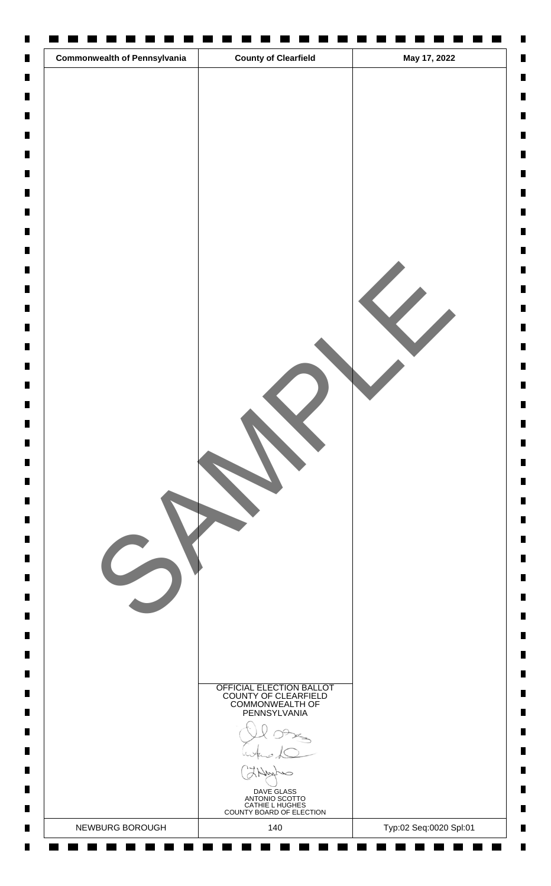| Commonwealth of Pennsylvania | County of Clearfield | May 17, 2022 |
|---|---|---|
| | OFFICIAL ELECTION BALLOT<br>COUNTY OF CLEARFIELD<br>COMMONWEALTH OF<br>PENNSYLVANIA<br><br>DAVE GLASS<br>ANTONIO SCOTTO<br>CATHIE L HUGHES<br>COUNTY BOARD OF ELECTION | |
| NEWBURG BOROUGH | 140 | Typ:02 Seq:0020 Spl:01 |

SAMPLE